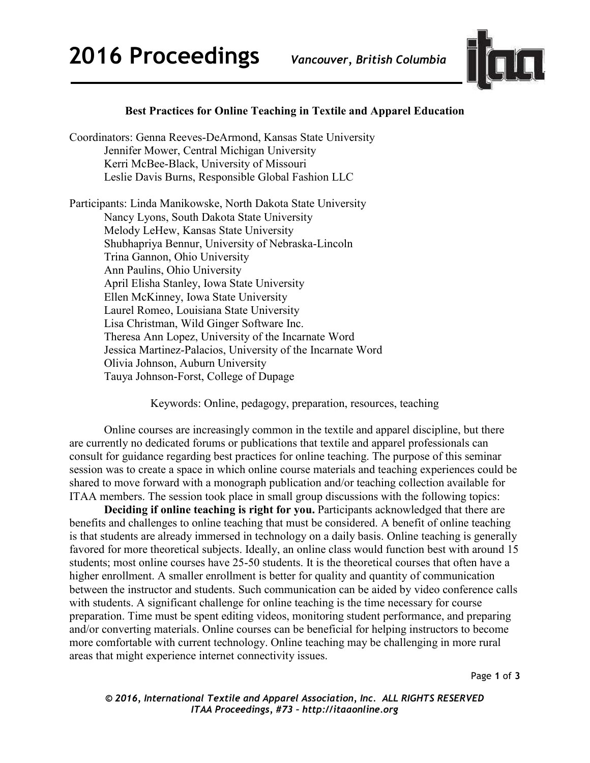# Best Practices for Online Teaching in Textile and Apparel Education

Coordinators: Genna Reeves-DeArmond, Kansas State University
Jennifer Mower, Central Michigan University
Kerri McBee-Black, University of Missouri
Leslie Davis Burns, Responsible Global Fashion LLC

Participants: Linda Manikowske, North Dakota State University
Nancy Lyons, South Dakota State University
Melody LeHew, Kansas State University
Shubhapriya Bennur, University of Nebraska-Lincoln
Trina Gannon, Ohio University
Ann Paulins, Ohio University
April Elisha Stanley, Iowa State University
Ellen McKinney, Iowa State University
Laurel Romeo, Louisiana State University
Lisa Christman, Wild Ginger Software Inc.
Theresa Ann Lopez, University of the Incarnate Word
Jessica Martinez-Palacios, University of the Incarnate Word
Olivia Johnson, Auburn University
Tauya Johnson-Forst, College of Dupage

Keywords: Online, pedagogy, preparation, resources, teaching

Online courses are increasingly common in the textile and apparel discipline, but there are currently no dedicated forums or publications that textile and apparel professionals can consult for guidance regarding best practices for online teaching. The purpose of this seminar session was to create a space in which online course materials and teaching experiences could be shared to move forward with a monograph publication and/or teaching collection available for ITAA members. The session took place in small group discussions with the following topics:

**Deciding if online teaching is right for you.** Participants acknowledged that there are benefits and challenges to online teaching that must be considered. A benefit of online teaching is that students are already immersed in technology on a daily basis. Online teaching is generally favored for more theoretical subjects. Ideally, an online class would function best with around 15 students; most online courses have 25-50 students. It is the theoretical courses that often have a higher enrollment. A smaller enrollment is better for quality and quantity of communication between the instructor and students. Such communication can be aided by video conference calls with students. A significant challenge for online teaching is the time necessary for course preparation. Time must be spent editing videos, monitoring student performance, and preparing and/or converting materials. Online courses can be beneficial for helping instructors to become more comfortable with current technology. Online teaching may be challenging in more rural areas that might experience internet connectivity issues.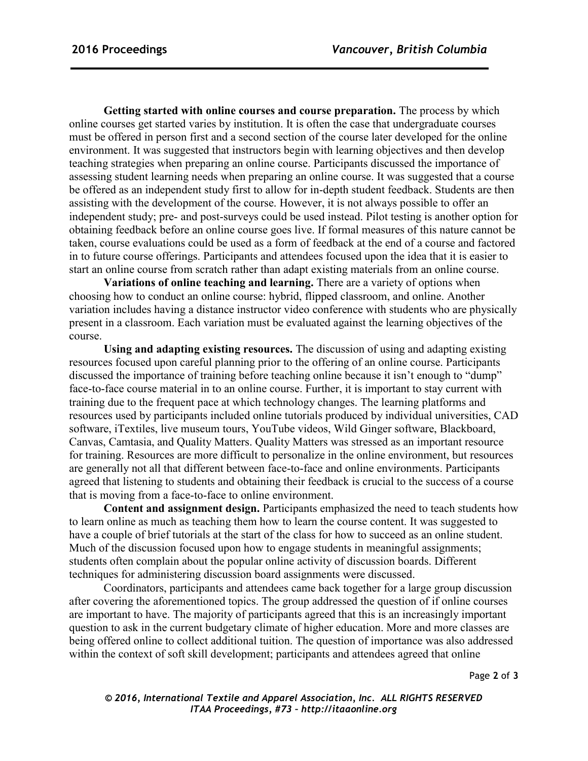**Getting started with online courses and course preparation.** The process by which online courses get started varies by institution. It is often the case that undergraduate courses must be offered in person first and a second section of the course later developed for the online environment. It was suggested that instructors begin with learning objectives and then develop teaching strategies when preparing an online course. Participants discussed the importance of assessing student learning needs when preparing an online course. It was suggested that a course be offered as an independent study first to allow for in-depth student feedback. Students are then assisting with the development of the course. However, it is not always possible to offer an independent study; pre- and post-surveys could be used instead. Pilot testing is another option for obtaining feedback before an online course goes live. If formal measures of this nature cannot be taken, course evaluations could be used as a form of feedback at the end of a course and factored in to future course offerings. Participants and attendees focused upon the idea that it is easier to start an online course from scratch rather than adapt existing materials from an online course.

**Variations of online teaching and learning.** There are a variety of options when choosing how to conduct an online course: hybrid, flipped classroom, and online. Another variation includes having a distance instructor video conference with students who are physically present in a classroom. Each variation must be evaluated against the learning objectives of the course.

**Using and adapting existing resources.** The discussion of using and adapting existing resources focused upon careful planning prior to the offering of an online course. Participants discussed the importance of training before teaching online because it isn't enough to "dump" face-to-face course material in to an online course. Further, it is important to stay current with training due to the frequent pace at which technology changes. The learning platforms and resources used by participants included online tutorials produced by individual universities, CAD software, iTextiles, live museum tours, YouTube videos, Wild Ginger software, Blackboard, Canvas, Camtasia, and Quality Matters. Quality Matters was stressed as an important resource for training. Resources are more difficult to personalize in the online environment, but resources are generally not all that different between face-to-face and online environments. Participants agreed that listening to students and obtaining their feedback is crucial to the success of a course that is moving from a face-to-face to online environment.

**Content and assignment design.** Participants emphasized the need to teach students how to learn online as much as teaching them how to learn the course content. It was suggested to have a couple of brief tutorials at the start of the class for how to succeed as an online student. Much of the discussion focused upon how to engage students in meaningful assignments; students often complain about the popular online activity of discussion boards. Different techniques for administering discussion board assignments were discussed.

Coordinators, participants and attendees came back together for a large group discussion after covering the aforementioned topics. The group addressed the question of if online courses are important to have. The majority of participants agreed that this is an increasingly important question to ask in the current budgetary climate of higher education. More and more classes are being offered online to collect additional tuition. The question of importance was also addressed within the context of soft skill development; participants and attendees agreed that online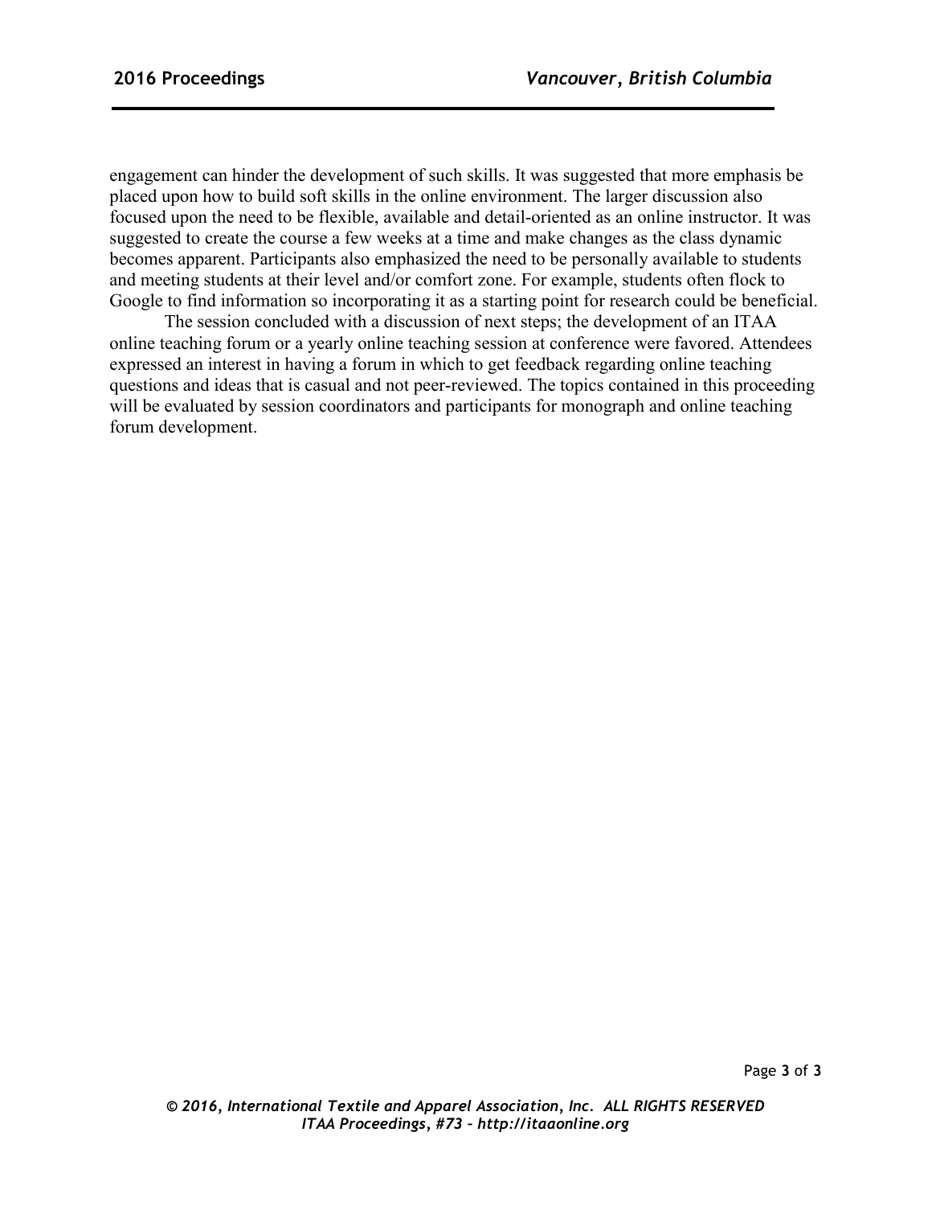engagement can hinder the development of such skills. It was suggested that more emphasis be placed upon how to build soft skills in the online environment. The larger discussion also focused upon the need to be flexible, available and detail-oriented as an online instructor. It was suggested to create the course a few weeks at a time and make changes as the class dynamic becomes apparent. Participants also emphasized the need to be personally available to students and meeting students at their level and/or comfort zone. For example, students often flock to Google to find information so incorporating it as a starting point for research could be beneficial.

The session concluded with a discussion of next steps; the development of an ITAA online teaching forum or a yearly online teaching session at conference were favored. Attendees expressed an interest in having a forum in which to get feedback regarding online teaching questions and ideas that is casual and not peer-reviewed. The topics contained in this proceeding will be evaluated by session coordinators and participants for monograph and online teaching forum development.